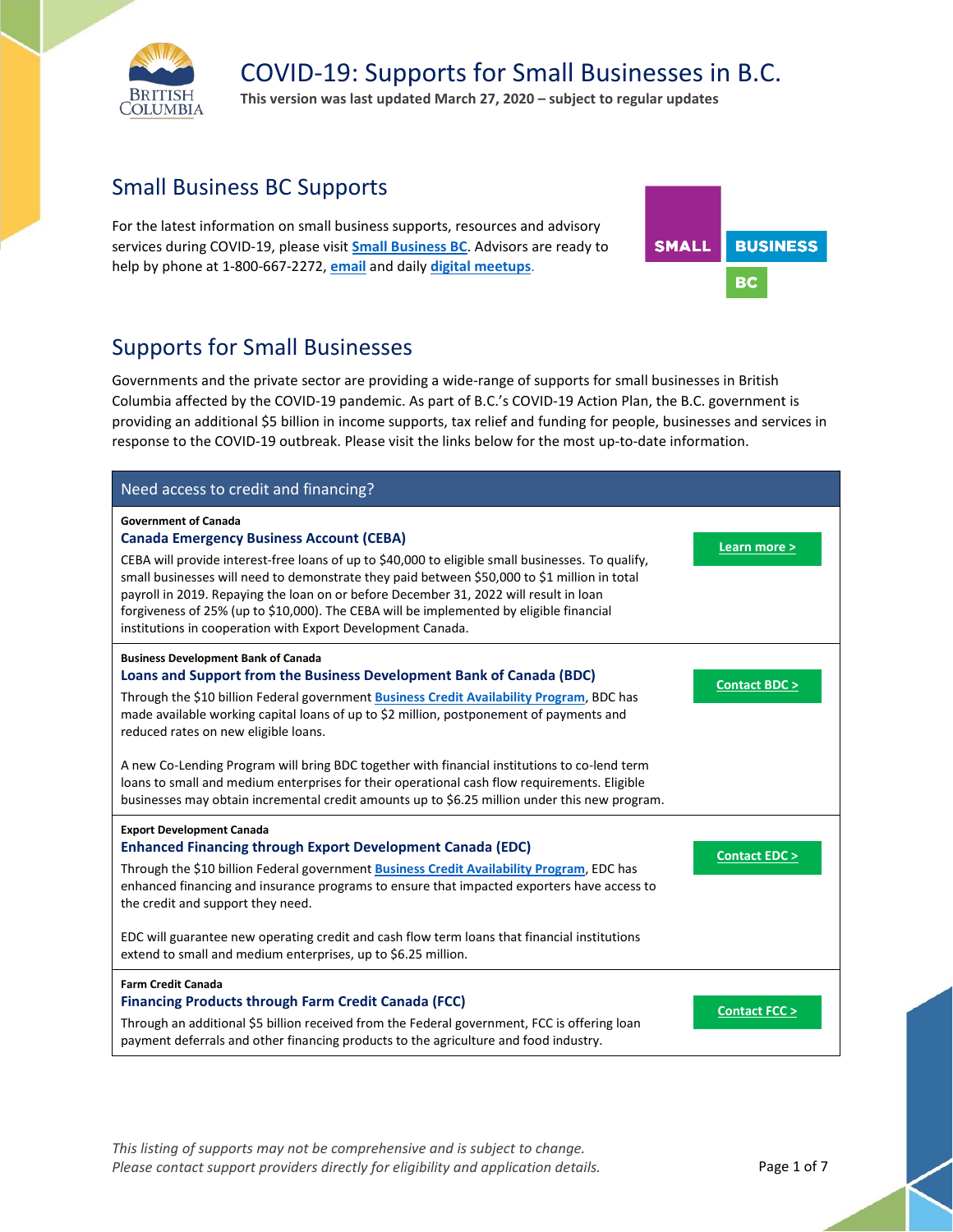# COVID-19: Supports for Small Businesses in B.C.

**This version was last updated March 27, 2020 – subject to regular updates**

## Small Business BC Supports

For the latest information on small business supports, resources and advisory services during COVID-19, please visit **Small Business BC**. Advisors are ready to help by phone at 1-800-667-2272, **email** and daily **digital meetups**.

## Supports for Small Businesses

Governments and the private sector are providing a wide-range of supports for small businesses in British Columbia affected by the COVID-19 pandemic. As part of B.C.'s COVID-19 Action Plan, the B.C. government is providing an additional $5 billion in income supports, tax relief and funding for people, businesses and services in response to the COVID-19 outbreak. Please visit the links below for the most up-to-date information.

### Need access to credit and financing?

**Government of Canada**

**Canada Emergency Business Account (CEBA)**

CEBA will provide interest-free loans of up to $40,000 to eligible small businesses. To qualify, small businesses will need to demonstrate they paid between $50,000 to $1 million in total payroll in 2019. Repaying the loan on or before December 31, 2022 will result in loan forgiveness of 25% (up to $10,000). The CEBA will be implemented by eligible financial institutions in cooperation with Export Development Canada.

**Learn more >**

**Business Development Bank of Canada**

**Loans and Support from the Business Development Bank of Canada (BDC)**

Through the $10 billion Federal government **Business Credit Availability Program**, BDC has made available working capital loans of up to $2 million, postponement of payments and reduced rates on new eligible loans.

A new Co-Lending Program will bring BDC together with financial institutions to co-lend term loans to small and medium enterprises for their operational cash flow requirements. Eligible businesses may obtain incremental credit amounts up to $6.25 million under this new program.

**Contact BDC >**

**Export Development Canada**

**Enhanced Financing through Export Development Canada (EDC)**

Through the $10 billion Federal government **Business Credit Availability Program**, EDC has enhanced financing and insurance programs to ensure that impacted exporters have access to the credit and support they need.

EDC will guarantee new operating credit and cash flow term loans that financial institutions extend to small and medium enterprises, up to $6.25 million.

**Contact EDC >**

**Farm Credit Canada**

**Financing Products through Farm Credit Canada (FCC)**

Through an additional $5 billion received from the Federal government, FCC is offering loan payment deferrals and other financing products to the agriculture and food industry.

**Contact FCC >**

*This listing of supports may not be comprehensive and is subject to change.*
*Please contact support providers directly for eligibility and application details.*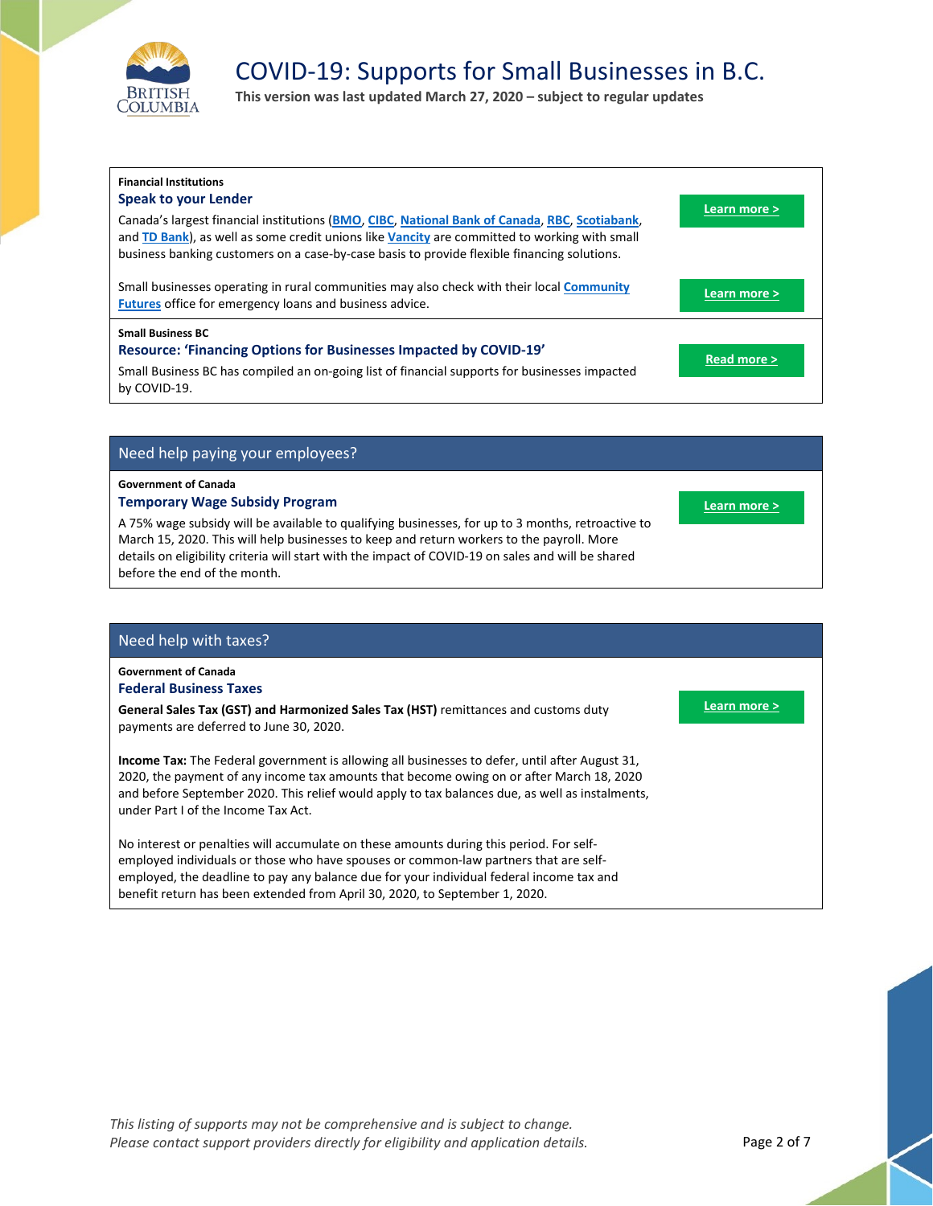**Financial Institutions**

### Speak to your Lender

Canada's largest financial institutions (BMO, CIBC, National Bank of Canada, RBC, Scotiabank, and TD Bank), as well as some credit unions like Vancity are committed to working with small business banking customers on a case-by-case basis to provide flexible financing solutions.

Learn more >

Small businesses operating in rural communities may also check with their local Community Futures office for emergency loans and business advice.

Learn more >

**Small Business BC**

### Resource: 'Financing Options for Businesses Impacted by COVID-19'

Small Business BC has compiled an on-going list of financial supports for businesses impacted by COVID-19.

Read more >

## Need help paying your employees?

**Government of Canada**

### Temporary Wage Subsidy Program

A 75% wage subsidy will be available to qualifying businesses, for up to 3 months, retroactive to March 15, 2020. This will help businesses to keep and return workers to the payroll. More details on eligibility criteria will start with the impact of COVID-19 on sales and will be shared before the end of the month.

Learn more >

## Need help with taxes?

**Government of Canada**

### Federal Business Taxes

**General Sales Tax (GST) and Harmonized Sales Tax (HST)** remittances and customs duty payments are deferred to June 30, 2020.

Learn more >

**Income Tax:** The Federal government is allowing all businesses to defer, until after August 31, 2020, the payment of any income tax amounts that become owing on or after March 18, 2020 and before September 2020. This relief would apply to tax balances due, as well as instalments, under Part I of the Income Tax Act.

No interest or penalties will accumulate on these amounts during this period. For self-employed individuals or those who have spouses or common-law partners that are self-employed, the deadline to pay any balance due for your individual federal income tax and benefit return has been extended from April 30, 2020, to September 1, 2020.

*This listing of supports may not be comprehensive and is subject to change.*
*Please contact support providers directly for eligibility and application details.*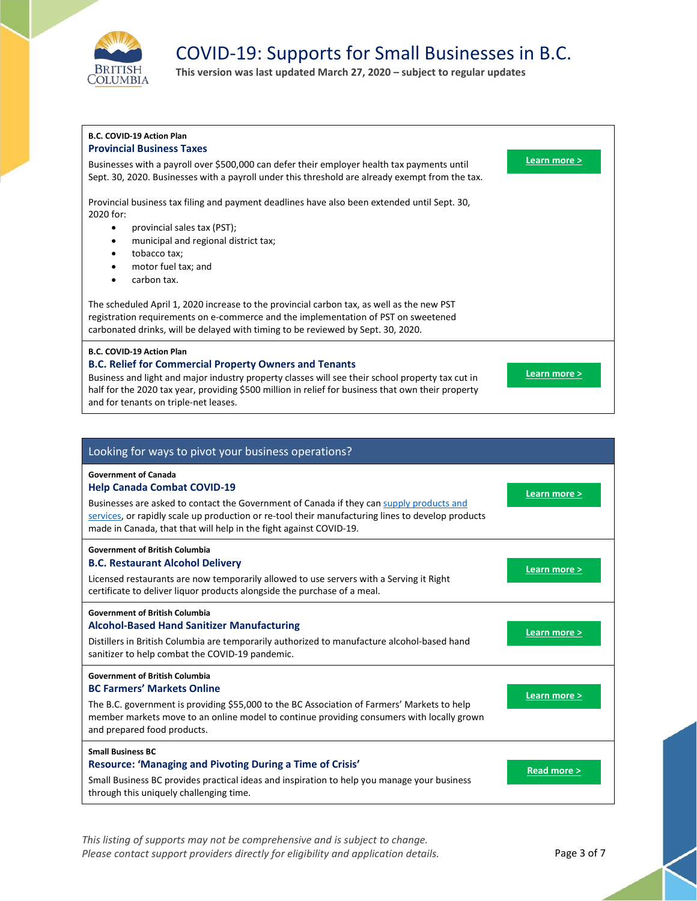B.C. COVID-19 Action Plan

### Provincial Business Taxes

Businesses with a payroll over $500,000 can defer their employer health tax payments until Sept. 30, 2020. Businesses with a payroll under this threshold are already exempt from the tax.

Provincial business tax filing and payment deadlines have also been extended until Sept. 30, 2020 for:

- provincial sales tax (PST);
- municipal and regional district tax;
- tobacco tax;
- motor fuel tax; and
- carbon tax.

The scheduled April 1, 2020 increase to the provincial carbon tax, as well as the new PST registration requirements on e-commerce and the implementation of PST on sweetened carbonated drinks, will be delayed with timing to be reviewed by Sept. 30, 2020.

Learn more >

B.C. COVID-19 Action Plan

### B.C. Relief for Commercial Property Owners and Tenants

Business and light and major industry property classes will see their school property tax cut in half for the 2020 tax year, providing $500 million in relief for business that own their property and for tenants on triple-net leases.

Learn more >

## Looking for ways to pivot your business operations?

Government of Canada

### Help Canada Combat COVID-19

Businesses are asked to contact the Government of Canada if they can supply products and services, or rapidly scale up production or re-tool their manufacturing lines to develop products made in Canada, that that will help in the fight against COVID-19.

Learn more >

Government of British Columbia

### B.C. Restaurant Alcohol Delivery

Licensed restaurants are now temporarily allowed to use servers with a Serving it Right certificate to deliver liquor products alongside the purchase of a meal.

Learn more >

Government of British Columbia

### Alcohol-Based Hand Sanitizer Manufacturing

Distillers in British Columbia are temporarily authorized to manufacture alcohol-based hand sanitizer to help combat the COVID-19 pandemic.

Learn more >

Government of British Columbia

### BC Farmers' Markets Online

The B.C. government is providing $55,000 to the BC Association of Farmers' Markets to help member markets move to an online model to continue providing consumers with locally grown and prepared food products.

Learn more >

Small Business BC

### Resource: 'Managing and Pivoting During a Time of Crisis'

Small Business BC provides practical ideas and inspiration to help you manage your business through this uniquely challenging time.

Read more >

*This listing of supports may not be comprehensive and is subject to change.*
*Please contact support providers directly for eligibility and application details.*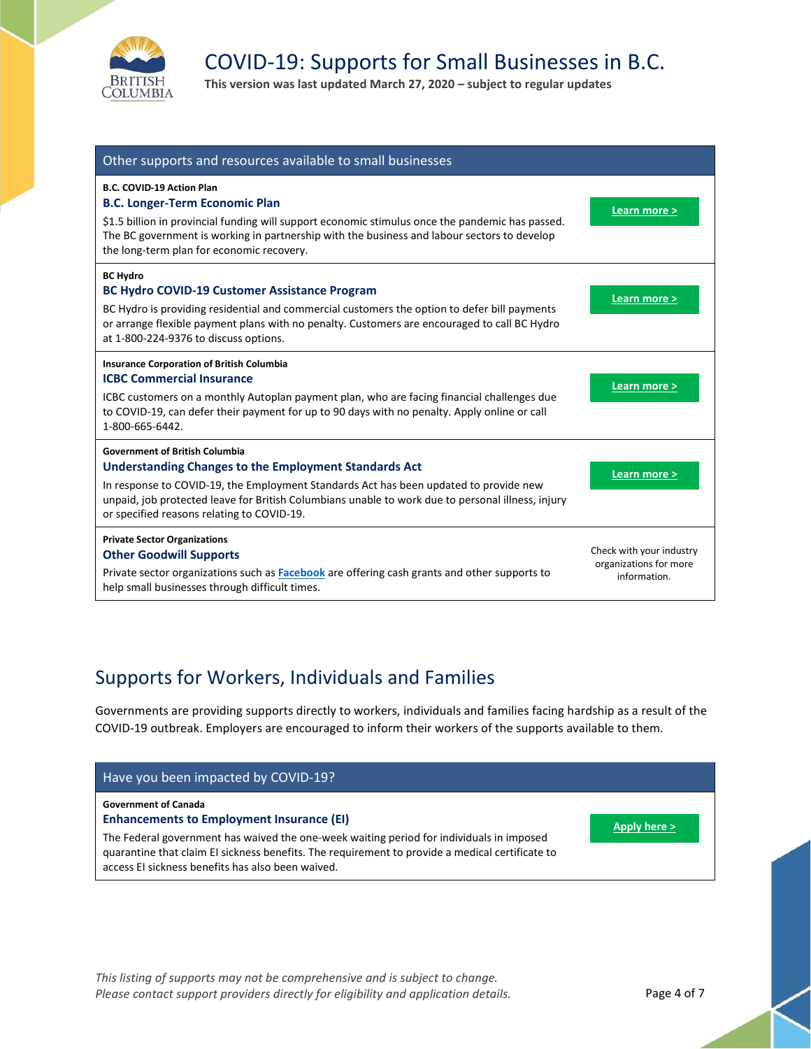## Other supports and resources available to small businesses

**B.C. COVID-19 Action Plan**

### B.C. Longer-Term Economic Plan

$1.5 billion in provincial funding will support economic stimulus once the pandemic has passed. The BC government is working in partnership with the business and labour sectors to develop the long-term plan for economic recovery.

**Learn more >**

**BC Hydro**

### BC Hydro COVID-19 Customer Assistance Program

BC Hydro is providing residential and commercial customers the option to defer bill payments or arrange flexible payment plans with no penalty. Customers are encouraged to call BC Hydro at 1-800-224-9376 to discuss options.

**Learn more >**

**Insurance Corporation of British Columbia**

### ICBC Commercial Insurance

ICBC customers on a monthly Autoplan payment plan, who are facing financial challenges due to COVID-19, can defer their payment for up to 90 days with no penalty. Apply online or call 1-800-665-6442.

**Learn more >**

**Government of British Columbia**

### Understanding Changes to the Employment Standards Act

In response to COVID-19, the Employment Standards Act has been updated to provide new unpaid, job protected leave for British Columbians unable to work due to personal illness, injury or specified reasons relating to COVID-19.

**Learn more >**

**Private Sector Organizations**

### Other Goodwill Supports

Private sector organizations such as **Facebook** are offering cash grants and other supports to help small businesses through difficult times.

Check with your industry organizations for more information.

# Supports for Workers, Individuals and Families

Governments are providing supports directly to workers, individuals and families facing hardship as a result of the COVID-19 outbreak. Employers are encouraged to inform their workers of the supports available to them.

## Have you been impacted by COVID-19?

**Government of Canada**

### Enhancements to Employment Insurance (EI)

The Federal government has waived the one-week waiting period for individuals in imposed quarantine that claim EI sickness benefits. The requirement to provide a medical certificate to access EI sickness benefits has also been waived.

**Apply here >**

*This listing of supports may not be comprehensive and is subject to change.*
*Please contact support providers directly for eligibility and application details.*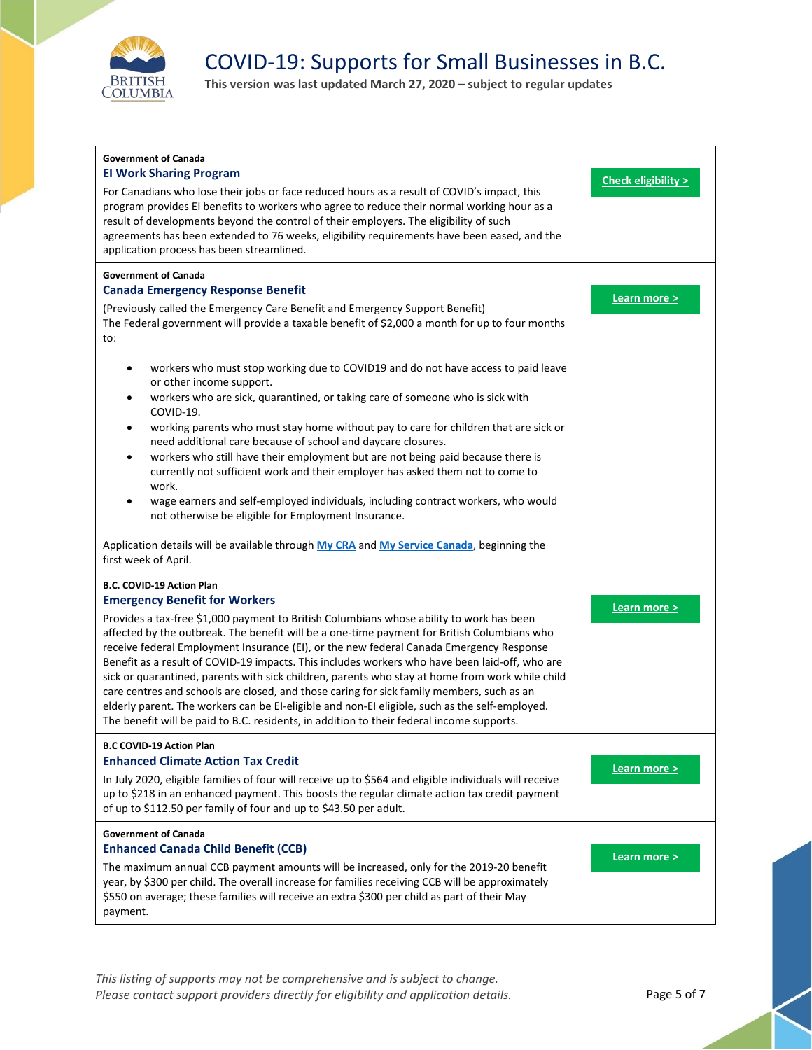# COVID-19: Supports for Small Businesses in B.C.

**This version was last updated March 27, 2020 – subject to regular updates**

**Government of Canada**

### EI Work Sharing Program

For Canadians who lose their jobs or face reduced hours as a result of COVID's impact, this program provides EI benefits to workers who agree to reduce their normal working hour as a result of developments beyond the control of their employers. The eligibility of such agreements has been extended to 76 weeks, eligibility requirements have been eased, and the application process has been streamlined.

**Check eligibility >**

**Government of Canada**

### Canada Emergency Response Benefit

(Previously called the Emergency Care Benefit and Emergency Support Benefit)
The Federal government will provide a taxable benefit of $2,000 a month for up to four months to:

- workers who must stop working due to COVID19 and do not have access to paid leave or other income support.
- workers who are sick, quarantined, or taking care of someone who is sick with COVID-19.
- working parents who must stay home without pay to care for children that are sick or need additional care because of school and daycare closures.
- workers who still have their employment but are not being paid because there is currently not sufficient work and their employer has asked them not to come to work.
- wage earners and self-employed individuals, including contract workers, who would not otherwise be eligible for Employment Insurance.

Application details will be available through My CRA and My Service Canada, beginning the first week of April.

**Learn more >**

**B.C. COVID-19 Action Plan**

### Emergency Benefit for Workers

Provides a tax-free $1,000 payment to British Columbians whose ability to work has been affected by the outbreak. The benefit will be a one-time payment for British Columbians who receive federal Employment Insurance (EI), or the new federal Canada Emergency Response Benefit as a result of COVID-19 impacts. This includes workers who have been laid-off, who are sick or quarantined, parents with sick children, parents who stay at home from work while child care centres and schools are closed, and those caring for sick family members, such as an elderly parent. The workers can be EI-eligible and non-EI eligible, such as the self-employed. The benefit will be paid to B.C. residents, in addition to their federal income supports.

**Learn more >**

**B.C COVID-19 Action Plan**

### Enhanced Climate Action Tax Credit

In July 2020, eligible families of four will receive up to $564 and eligible individuals will receive up to $218 in an enhanced payment. This boosts the regular climate action tax credit payment of up to $112.50 per family of four and up to $43.50 per adult.

**Learn more >**

**Government of Canada**

### Enhanced Canada Child Benefit (CCB)

The maximum annual CCB payment amounts will be increased, only for the 2019-20 benefit year, by $300 per child. The overall increase for families receiving CCB will be approximately $550 on average; these families will receive an extra $300 per child as part of their May payment.

**Learn more >**

*This listing of supports may not be comprehensive and is subject to change.*
*Please contact support providers directly for eligibility and application details.*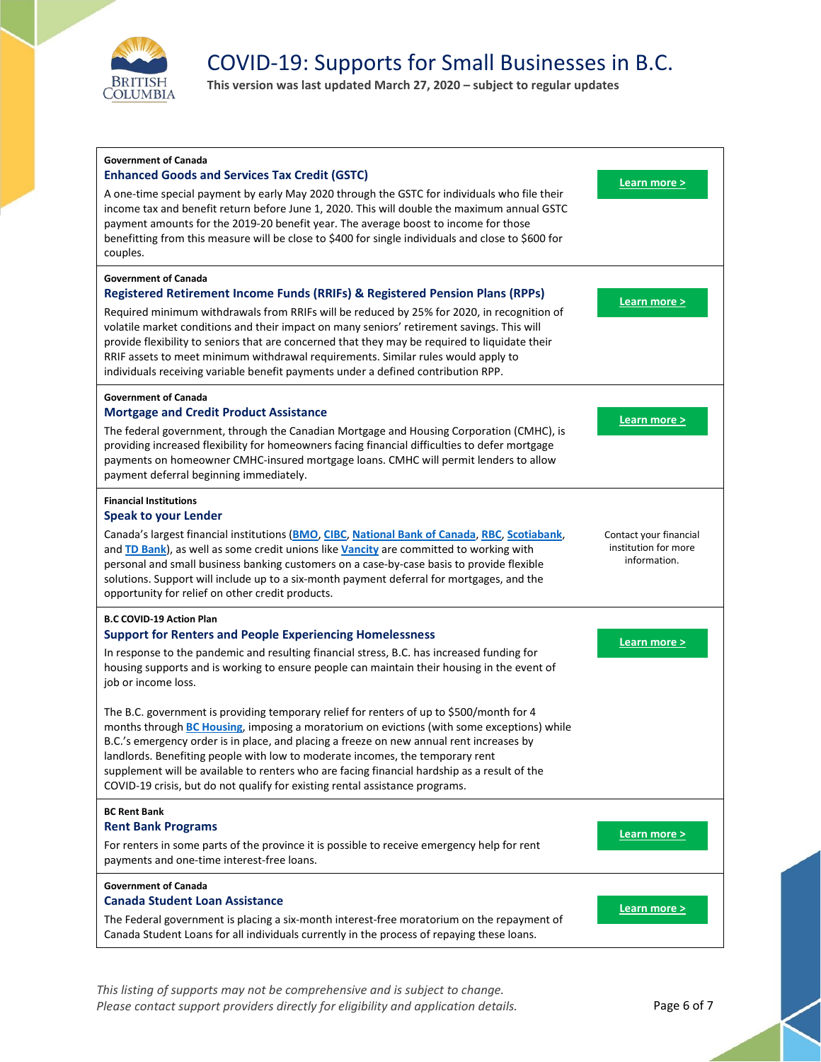**Government of Canada**

### Enhanced Goods and Services Tax Credit (GSTC)

A one-time special payment by early May 2020 through the GSTC for individuals who file their income tax and benefit return before June 1, 2020. This will double the maximum annual GSTC payment amounts for the 2019-20 benefit year. The average boost to income for those benefitting from this measure will be close to $400 for single individuals and close to $600 for couples.

Learn more >

**Government of Canada**

### Registered Retirement Income Funds (RRIFs) & Registered Pension Plans (RPPs)

Required minimum withdrawals from RRIFs will be reduced by 25% for 2020, in recognition of volatile market conditions and their impact on many seniors' retirement savings. This will provide flexibility to seniors that are concerned that they may be required to liquidate their RRIF assets to meet minimum withdrawal requirements. Similar rules would apply to individuals receiving variable benefit payments under a defined contribution RPP.

Learn more >

**Government of Canada**

### Mortgage and Credit Product Assistance

The federal government, through the Canadian Mortgage and Housing Corporation (CMHC), is providing increased flexibility for homeowners facing financial difficulties to defer mortgage payments on homeowner CMHC-insured mortgage loans. CMHC will permit lenders to allow payment deferral beginning immediately.

Learn more >

**Financial Institutions**

### Speak to your Lender

Canada's largest financial institutions (BMO, CIBC, National Bank of Canada, RBC, Scotiabank, and TD Bank), as well as some credit unions like Vancity are committed to working with personal and small business banking customers on a case-by-case basis to provide flexible solutions. Support will include up to a six-month payment deferral for mortgages, and the opportunity for relief on other credit products.

Contact your financial institution for more information.

**B.C COVID-19 Action Plan**

### Support for Renters and People Experiencing Homelessness

In response to the pandemic and resulting financial stress, B.C. has increased funding for housing supports and is working to ensure people can maintain their housing in the event of job or income loss.

The B.C. government is providing temporary relief for renters of up to $500/month for 4 months through BC Housing, imposing a moratorium on evictions (with some exceptions) while B.C.'s emergency order is in place, and placing a freeze on new annual rent increases by landlords. Benefiting people with low to moderate incomes, the temporary rent supplement will be available to renters who are facing financial hardship as a result of the COVID-19 crisis, but do not qualify for existing rental assistance programs.

Learn more >

**BC Rent Bank**

### Rent Bank Programs

For renters in some parts of the province it is possible to receive emergency help for rent payments and one-time interest-free loans.

Learn more >

**Government of Canada**

### Canada Student Loan Assistance

The Federal government is placing a six-month interest-free moratorium on the repayment of Canada Student Loans for all individuals currently in the process of repaying these loans.

Learn more >

*This listing of supports may not be comprehensive and is subject to change.*
*Please contact support providers directly for eligibility and application details.*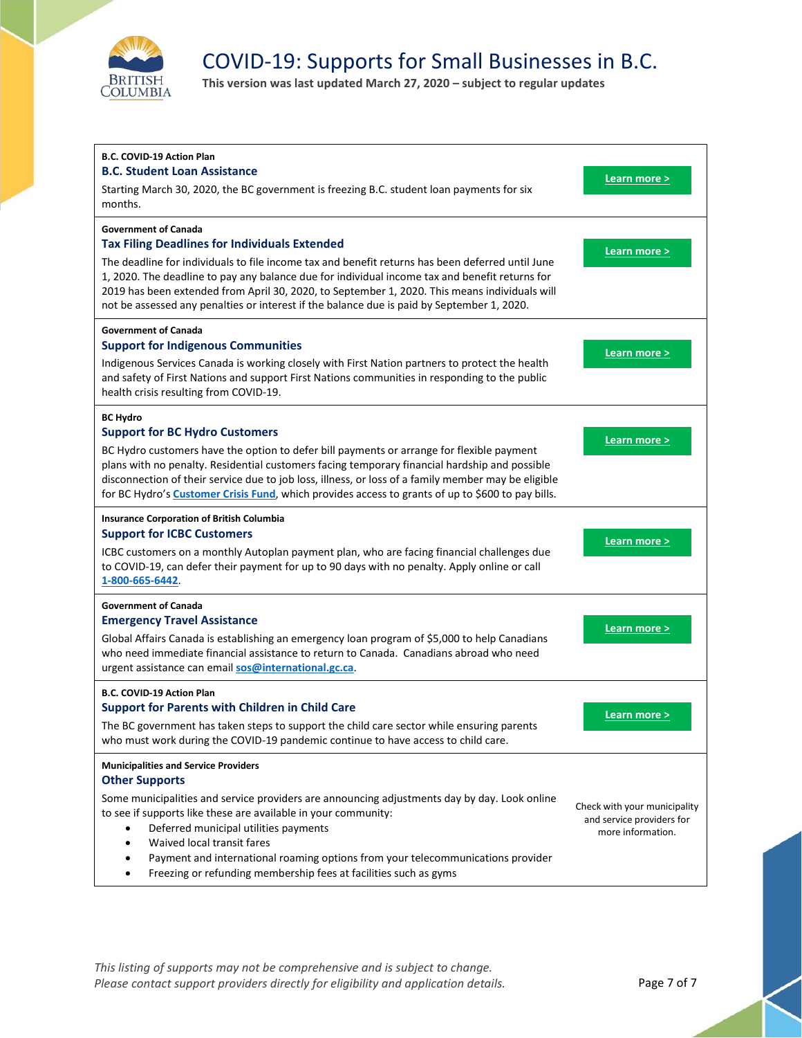# COVID-19: Supports for Small Businesses in B.C.

**This version was last updated March 27, 2020 – subject to regular updates**

**B.C. COVID-19 Action Plan**

### B.C. Student Loan Assistance

Starting March 30, 2020, the BC government is freezing B.C. student loan payments for six months.

Learn more >

**Government of Canada**

### Tax Filing Deadlines for Individuals Extended

The deadline for individuals to file income tax and benefit returns has been deferred until June 1, 2020. The deadline to pay any balance due for individual income tax and benefit returns for 2019 has been extended from April 30, 2020, to September 1, 2020. This means individuals will not be assessed any penalties or interest if the balance due is paid by September 1, 2020.

Learn more >

**Government of Canada**

### Support for Indigenous Communities

Indigenous Services Canada is working closely with First Nation partners to protect the health and safety of First Nations and support First Nations communities in responding to the public health crisis resulting from COVID-19.

Learn more >

**BC Hydro**

### Support for BC Hydro Customers

BC Hydro customers have the option to defer bill payments or arrange for flexible payment plans with no penalty. Residential customers facing temporary financial hardship and possible disconnection of their service due to job loss, illness, or loss of a family member may be eligible for BC Hydro's Customer Crisis Fund, which provides access to grants of up to $600 to pay bills.

Learn more >

**Insurance Corporation of British Columbia**

### Support for ICBC Customers

ICBC customers on a monthly Autoplan payment plan, who are facing financial challenges due to COVID-19, can defer their payment for up to 90 days with no penalty. Apply online or call 1-800-665-6442.

Learn more >

**Government of Canada**

### Emergency Travel Assistance

Global Affairs Canada is establishing an emergency loan program of $5,000 to help Canadians who need immediate financial assistance to return to Canada. Canadians abroad who need urgent assistance can email sos@international.gc.ca.

Learn more >

**B.C. COVID-19 Action Plan**

### Support for Parents with Children in Child Care

The BC government has taken steps to support the child care sector while ensuring parents who must work during the COVID-19 pandemic continue to have access to child care.

Learn more >

**Municipalities and Service Providers**

### Other Supports

Some municipalities and service providers are announcing adjustments day by day. Look online to see if supports like these are available in your community:

- Deferred municipal utilities payments
- Waived local transit fares
- Payment and international roaming options from your telecommunications provider
- Freezing or refunding membership fees at facilities such as gyms

Check with your municipality and service providers for more information.

*This listing of supports may not be comprehensive and is subject to change.*
*Please contact support providers directly for eligibility and application details.*